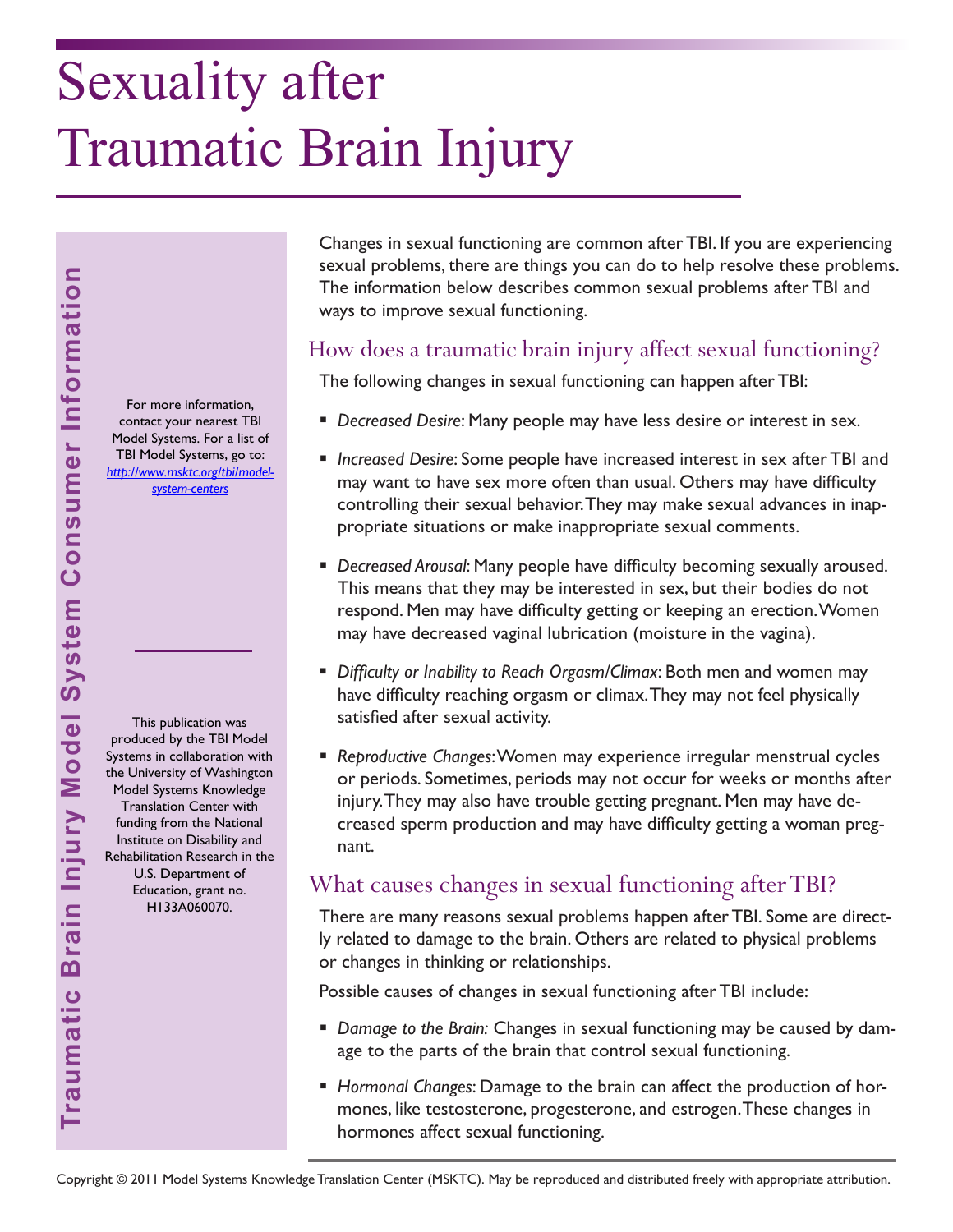# Sexuality after Traumatic Brain Injury

Changes in sexual functioning are common after TBI. If you are experiencing sexual problems, there are things you can do to help resolve these problems. The information below describes common sexual problems after TBI and ways to improve sexual functioning.

## How does a traumatic brain injury affect sexual functioning?

The following changes in sexual functioning can happen after TBI:

- *Decreased Desire*: Many people may have less desire or interest in sex.
- *Increased Desire*: Some people have increased interest in sex after TBI and may want to have sex more often than usual. Others may have difficulty controlling their sexual behavior. They may make sexual advances in inappropriate situations or make inappropriate sexual comments.
- *Decreased Arousal*: Many people have difficulty becoming sexually aroused. This means that they may be interested in sex, but their bodies do not respond. Men may have difficulty getting or keeping an erection. Women may have decreased vaginal lubrication (moisture in the vagina).
- *Difficulty or Inability to Reach Orgasm/Climax*: Both men and women may have difficulty reaching orgasm or climax. They may not feel physically satisfied after sexual activity.
- *Reproductive Changes*: Women may experience irregular menstrual cycles or periods. Sometimes, periods may not occur for weeks or months after injury. They may also have trouble getting pregnant. Men may have decreased sperm production and may have difficulty getting a woman pregnant.

## What causes changes in sexual functioning after TBI?

There are many reasons sexual problems happen after TBI. Some are directly related to damage to the brain. Others are related to physical problems or changes in thinking or relationships.

Possible causes of changes in sexual functioning after TBI include:

- *Damage to the Brain:* Changes in sexual functioning may be caused by damage to the parts of the brain that control sexual functioning.
- *Hormonal Changes*: Damage to the brain can affect the production of hormones, like testosterone, progesterone, and estrogen. These changes in hormones affect sexual functioning.

**Traumatic Brain Injury Model System Consumer Information**

For more information, contact your nearest TBI Model Systems. For a list of TBI Model Systems, go to: *http://www.msktc.org/tbi/model-system-centers*

This publication was produced by the TBI Model Systems in collaboration with the University of Washington Model Systems Knowledge Translation Center with funding from the National Institute on Disability and Rehabilitation Research in the U.S. Department of Education, grant no. H133A060070.

Copyright © 2011 Model Systems Knowledge Translation Center (MSKTC). May be reproduced and distributed freely with appropriate attribution.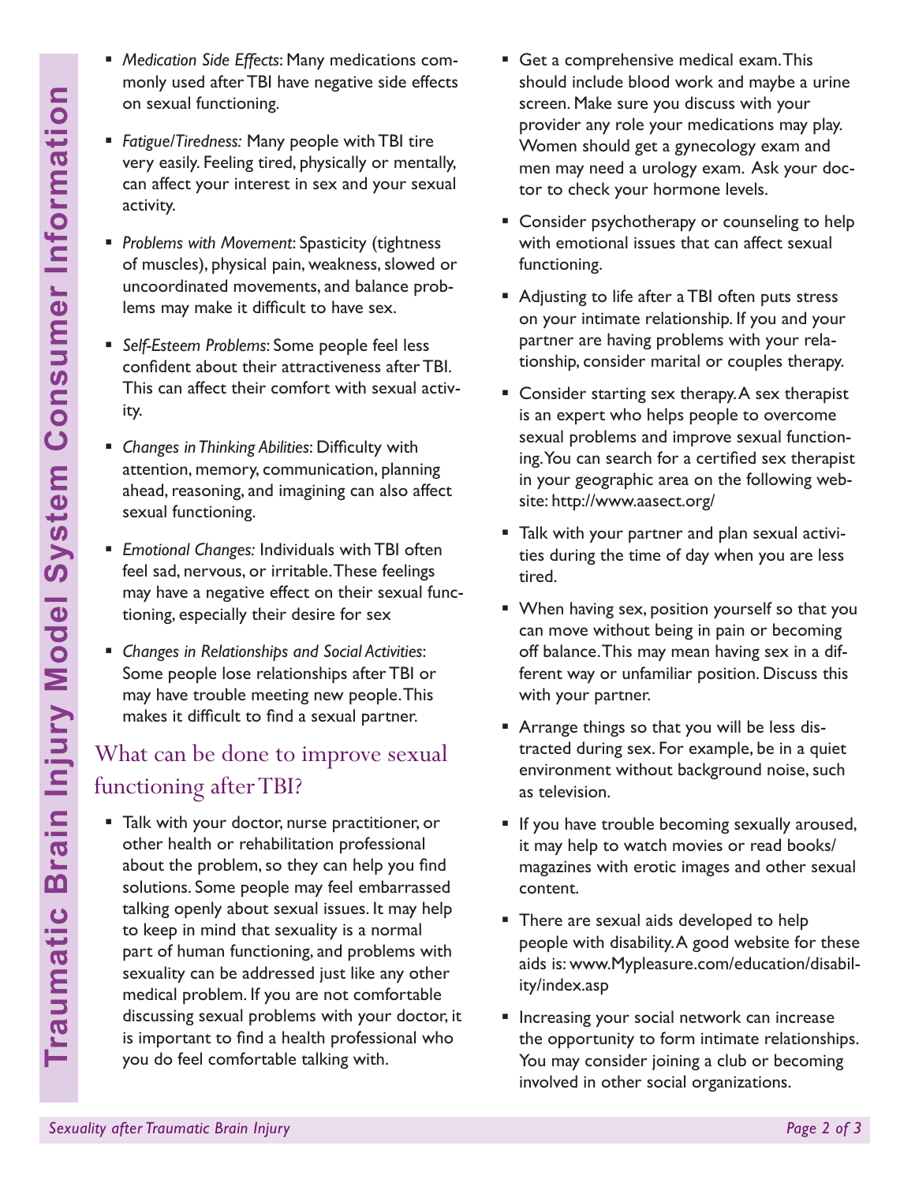- *Medication Side Effects*: Many medications commonly used after TBI have negative side effects on sexual functioning.
- *Fatigue/Tiredness:* Many people with TBI tire very easily. Feeling tired, physically or mentally, can affect your interest in sex and your sexual activity.
- *Problems with Movement*: Spasticity (tightness of muscles), physical pain, weakness, slowed or uncoordinated movements, and balance problems may make it difficult to have sex.
- *Self-Esteem Problems*: Some people feel less confident about their attractiveness after TBI. This can affect their comfort with sexual activity.
- *Changes in Thinking Abilities*: Difficulty with attention, memory, communication, planning ahead, reasoning, and imagining can also affect sexual functioning.
- *Emotional Changes:* Individuals with TBI often feel sad, nervous, or irritable. These feelings may have a negative effect on their sexual functioning, especially their desire for sex
- *Changes in Relationships and Social Activities*: Some people lose relationships after TBI or may have trouble meeting new people. This makes it difficult to find a sexual partner.

## What can be done to improve sexual functioning after TBI?

- Talk with your doctor, nurse practitioner, or other health or rehabilitation professional about the problem, so they can help you find solutions. Some people may feel embarrassed talking openly about sexual issues. It may help to keep in mind that sexuality is a normal part of human functioning, and problems with sexuality can be addressed just like any other medical problem. If you are not comfortable discussing sexual problems with your doctor, it is important to find a health professional who you do feel comfortable talking with.
- Get a comprehensive medical exam. This should include blood work and maybe a urine screen. Make sure you discuss with your provider any role your medications may play. Women should get a gynecology exam and men may need a urology exam. Ask your doctor to check your hormone levels.
- Consider psychotherapy or counseling to help with emotional issues that can affect sexual functioning.
- Adjusting to life after a TBI often puts stress on your intimate relationship. If you and your partner are having problems with your relationship, consider marital or couples therapy.
- Consider starting sex therapy. A sex therapist is an expert who helps people to overcome sexual problems and improve sexual functioning. You can search for a certified sex therapist in your geographic area on the following website: http://www.aasect.org/
- Talk with your partner and plan sexual activities during the time of day when you are less tired.
- When having sex, position yourself so that you can move without being in pain or becoming off balance. This may mean having sex in a different way or unfamiliar position. Discuss this with your partner.
- Arrange things so that you will be less distracted during sex. For example, be in a quiet environment without background noise, such as television.
- If you have trouble becoming sexually aroused, it may help to watch movies or read books/magazines with erotic images and other sexual content.
- There are sexual aids developed to help people with disability. A good website for these aids is: www.Mypleasure.com/education/disability/index.asp
- Increasing your social network can increase the opportunity to form intimate relationships. You may consider joining a club or becoming involved in other social organizations.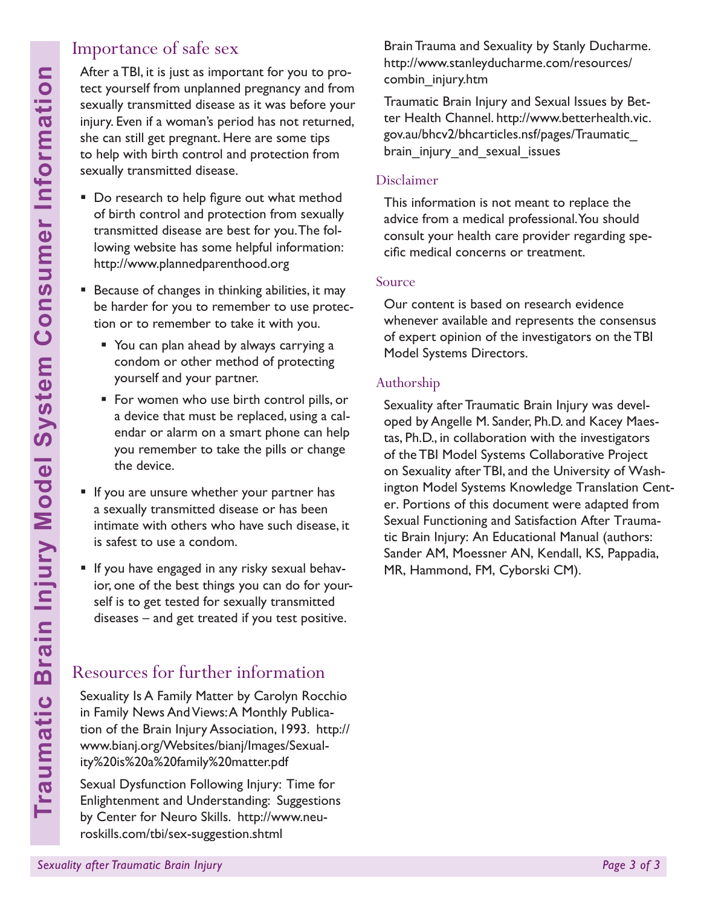## Importance of safe sex

After a TBI, it is just as important for you to protect yourself from unplanned pregnancy and from sexually transmitted disease as it was before your injury. Even if a woman's period has not returned, she can still get pregnant. Here are some tips to help with birth control and protection from sexually transmitted disease.

- Do research to help figure out what method of birth control and protection from sexually transmitted disease are best for you. The following website has some helpful information: http://www.plannedparenthood.org
- Because of changes in thinking abilities, it may be harder for you to remember to use protection or to remember to take it with you.
  - You can plan ahead by always carrying a condom or other method of protecting yourself and your partner.
  - For women who use birth control pills, or a device that must be replaced, using a calendar or alarm on a smart phone can help you remember to take the pills or change the device.
- If you are unsure whether your partner has a sexually transmitted disease or has been intimate with others who have such disease, it is safest to use a condom.
- If you have engaged in any risky sexual behavior, one of the best things you can do for yourself is to get tested for sexually transmitted diseases – and get treated if you test positive.

## Resources for further information

Sexuality Is A Family Matter by Carolyn Rocchio in Family News And Views: A Monthly Publication of the Brain Injury Association, 1993. http://www.bianj.org/Websites/bianj/Images/Sexuality%20is%20a%20family%20matter.pdf

Sexual Dysfunction Following Injury: Time for Enlightenment and Understanding: Suggestions by Center for Neuro Skills. http://www.neuroskills.com/tbi/sex-suggestion.shtml

Brain Trauma and Sexuality by Stanly Ducharme. http://www.stanleyducharme.com/resources/combin_injury.htm

Traumatic Brain Injury and Sexual Issues by Better Health Channel. http://www.betterhealth.vic.gov.au/bhcv2/bhcarticles.nsf/pages/Traumatic_brain_injury_and_sexual_issues

### Disclaimer

This information is not meant to replace the advice from a medical professional. You should consult your health care provider regarding specific medical concerns or treatment.

### Source

Our content is based on research evidence whenever available and represents the consensus of expert opinion of the investigators on the TBI Model Systems Directors.

### Authorship

Sexuality after Traumatic Brain Injury was developed by Angelle M. Sander, Ph.D. and Kacey Maestas, Ph.D., in collaboration with the investigators of the TBI Model Systems Collaborative Project on Sexuality after TBI, and the University of Washington Model Systems Knowledge Translation Center. Portions of this document were adapted from Sexual Functioning and Satisfaction After Traumatic Brain Injury: An Educational Manual (authors: Sander AM, Moessner AN, Kendall, KS, Pappadia, MR, Hammond, FM, Cyborski CM).